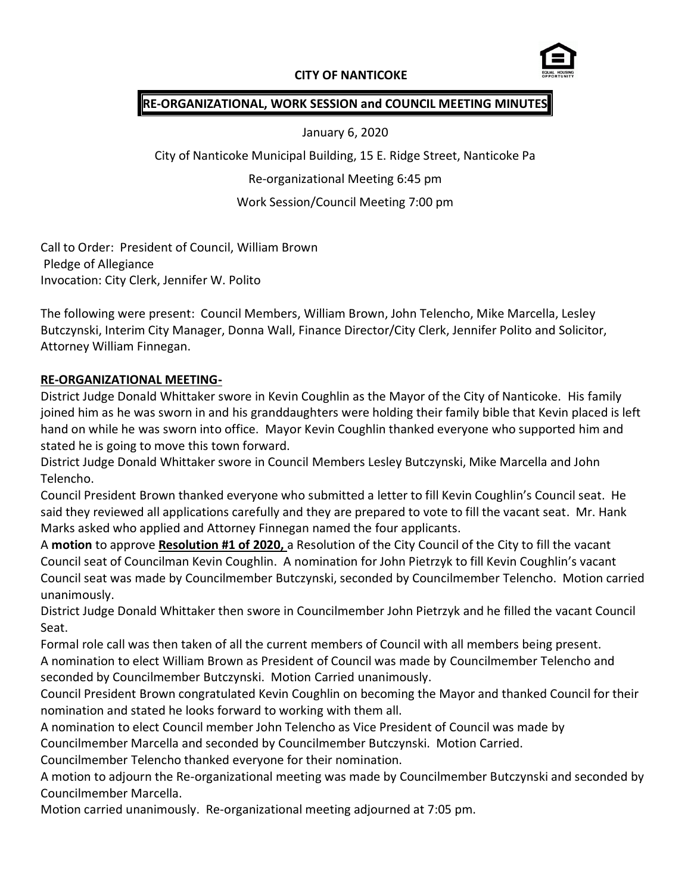**CITY OF NANTICOKE**

**RE-ORGANIZATIONAL, WORK SESSION and COUNCIL MEETING MINUTES**

January 6, 2020

City of Nanticoke Municipal Building, 15 E. Ridge Street, Nanticoke Pa

Re-organizational Meeting 6:45 pm

Work Session/Council Meeting 7:00 pm

Call to Order: President of Council, William Brown
Pledge of Allegiance
Invocation: City Clerk, Jennifer W. Polito

The following were present: Council Members, William Brown, John Telencho, Mike Marcella, Lesley Butczynski, Interim City Manager, Donna Wall, Finance Director/City Clerk, Jennifer Polito and Solicitor, Attorney William Finnegan.

**RE-ORGANIZATIONAL MEETING-**

District Judge Donald Whittaker swore in Kevin Coughlin as the Mayor of the City of Nanticoke. His family joined him as he was sworn in and his granddaughters were holding their family bible that Kevin placed is left hand on while he was sworn into office. Mayor Kevin Coughlin thanked everyone who supported him and stated he is going to move this town forward.

District Judge Donald Whittaker swore in Council Members Lesley Butczynski, Mike Marcella and John Telencho.

Council President Brown thanked everyone who submitted a letter to fill Kevin Coughlin's Council seat. He said they reviewed all applications carefully and they are prepared to vote to fill the vacant seat. Mr. Hank Marks asked who applied and Attorney Finnegan named the four applicants.

A **motion** to approve **Resolution #1 of 2020,** a Resolution of the City Council of the City to fill the vacant Council seat of Councilman Kevin Coughlin. A nomination for John Pietrzyk to fill Kevin Coughlin's vacant Council seat was made by Councilmember Butczynski, seconded by Councilmember Telencho. Motion carried unanimously.

District Judge Donald Whittaker then swore in Councilmember John Pietrzyk and he filled the vacant Council Seat.

Formal role call was then taken of all the current members of Council with all members being present.

A nomination to elect William Brown as President of Council was made by Councilmember Telencho and seconded by Councilmember Butczynski. Motion Carried unanimously.

Council President Brown congratulated Kevin Coughlin on becoming the Mayor and thanked Council for their nomination and stated he looks forward to working with them all.

A nomination to elect Council member John Telencho as Vice President of Council was made by Councilmember Marcella and seconded by Councilmember Butczynski. Motion Carried.

Councilmember Telencho thanked everyone for their nomination.

A motion to adjourn the Re-organizational meeting was made by Councilmember Butczynski and seconded by Councilmember Marcella.

Motion carried unanimously. Re-organizational meeting adjourned at 7:05 pm.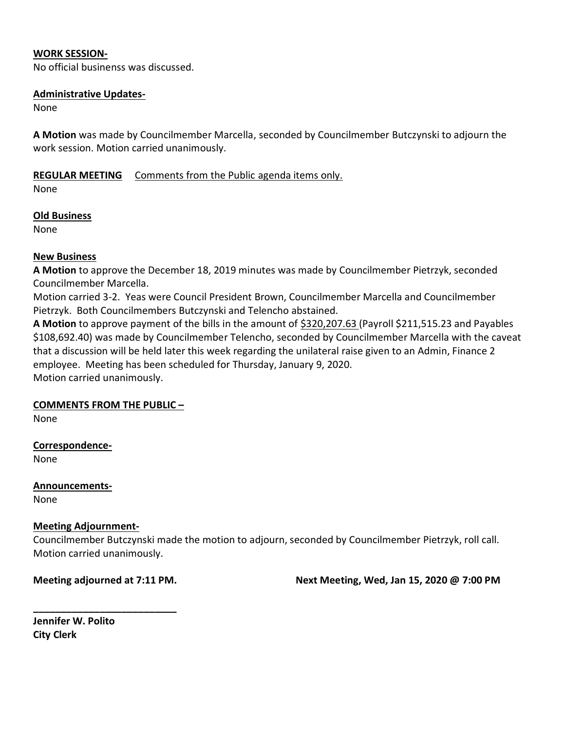**WORK SESSION-**

No official businenss was discussed.

**Administrative Updates-**

None

**A Motion** was made by Councilmember Marcella, seconded by Councilmember Butczynski to adjourn the work session. Motion carried unanimously.

**REGULAR MEETING** Comments from the Public agenda items only.

None

**Old Business**

None

**New Business**

**A Motion** to approve the December 18, 2019 minutes was made by Councilmember Pietrzyk, seconded Councilmember Marcella.

Motion carried 3-2. Yeas were Council President Brown, Councilmember Marcella and Councilmember Pietrzyk. Both Councilmembers Butczynski and Telencho abstained.

**A Motion** to approve payment of the bills in the amount of $320,207.63 (Payroll $211,515.23 and Payables $108,692.40) was made by Councilmember Telencho, seconded by Councilmember Marcella with the caveat that a discussion will be held later this week regarding the unilateral raise given to an Admin, Finance 2 employee. Meeting has been scheduled for Thursday, January 9, 2020.

Motion carried unanimously.

**COMMENTS FROM THE PUBLIC –**

None

**Correspondence-**

None

**Announcements-**

None

**Meeting Adjournment-**

Councilmember Butczynski made the motion to adjourn, seconded by Councilmember Pietrzyk, roll call. Motion carried unanimously.

**Meeting adjourned at 7:11 PM.** **Next Meeting, Wed, Jan 15, 2020 @ 7:00 PM**

\_\_\_\_\_\_\_\_\_\_\_\_\_\_\_\_\_\_\_\_\_\_\_\_\_\_

**Jennifer W. Polito**
**City Clerk**